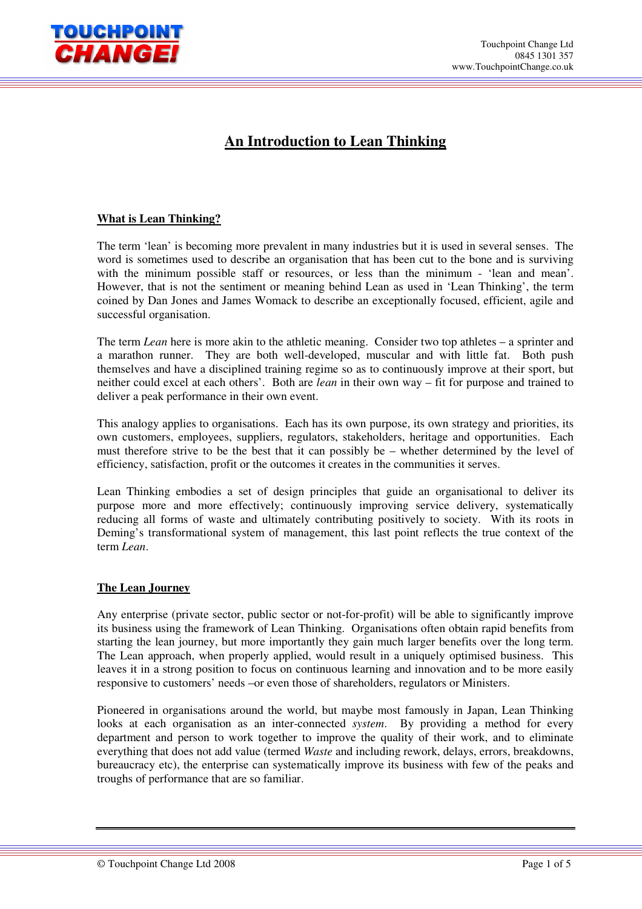# An Introduction to Lean Thinking

## What is Lean Thinking?

The term 'lean' is becoming more prevalent in many industries but it is used in several senses. The word is sometimes used to describe an organisation that has been cut to the bone and is surviving with the minimum possible staff or resources, or less than the minimum - 'lean and mean'. However, that is not the sentiment or meaning behind Lean as used in 'Lean Thinking', the term coined by Dan Jones and James Womack to describe an exceptionally focused, efficient, agile and successful organisation.

The term *Lean* here is more akin to the athletic meaning. Consider two top athletes – a sprinter and a marathon runner. They are both well-developed, muscular and with little fat. Both push themselves and have a disciplined training regime so as to continuously improve at their sport, but neither could excel at each others'. Both are *lean* in their own way – fit for purpose and trained to deliver a peak performance in their own event.

This analogy applies to organisations. Each has its own purpose, its own strategy and priorities, its own customers, employees, suppliers, regulators, stakeholders, heritage and opportunities. Each must therefore strive to be the best that it can possibly be – whether determined by the level of efficiency, satisfaction, profit or the outcomes it creates in the communities it serves.

Lean Thinking embodies a set of design principles that guide an organisational to deliver its purpose more and more effectively; continuously improving service delivery, systematically reducing all forms of waste and ultimately contributing positively to society. With its roots in Deming's transformational system of management, this last point reflects the true context of the term *Lean*.

## The Lean Journey

Any enterprise (private sector, public sector or not-for-profit) will be able to significantly improve its business using the framework of Lean Thinking. Organisations often obtain rapid benefits from starting the lean journey, but more importantly they gain much larger benefits over the long term. The Lean approach, when properly applied, would result in a uniquely optimised business. This leaves it in a strong position to focus on continuous learning and innovation and to be more easily responsive to customers' needs –or even those of shareholders, regulators or Ministers.

Pioneered in organisations around the world, but maybe most famously in Japan, Lean Thinking looks at each organisation as an inter-connected *system*. By providing a method for every department and person to work together to improve the quality of their work, and to eliminate everything that does not add value (termed *Waste* and including rework, delays, errors, breakdowns, bureaucracy etc), the enterprise can systematically improve its business with few of the peaks and troughs of performance that are so familiar.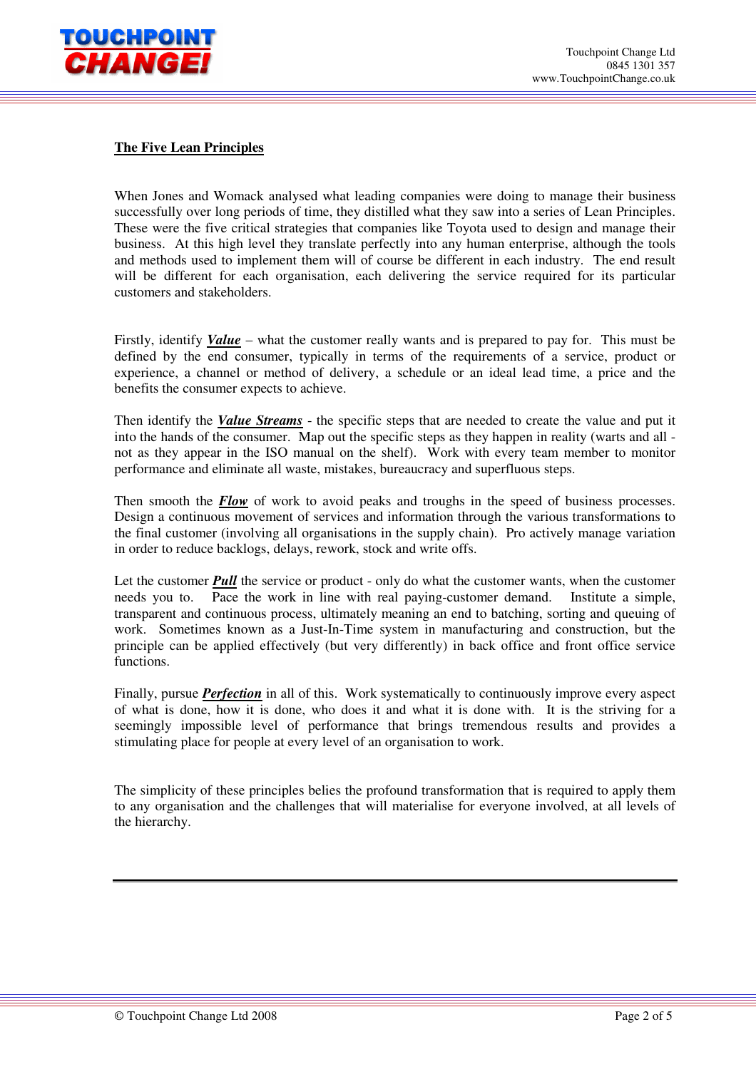## The Five Lean Principles

When Jones and Womack analysed what leading companies were doing to manage their business successfully over long periods of time, they distilled what they saw into a series of Lean Principles. These were the five critical strategies that companies like Toyota used to design and manage their business. At this high level they translate perfectly into any human enterprise, although the tools and methods used to implement them will of course be different in each industry. The end result will be different for each organisation, each delivering the service required for its particular customers and stakeholders.

Firstly, identify ***Value*** – what the customer really wants and is prepared to pay for. This must be defined by the end consumer, typically in terms of the requirements of a service, product or experience, a channel or method of delivery, a schedule or an ideal lead time, a price and the benefits the consumer expects to achieve.

Then identify the ***Value Streams*** - the specific steps that are needed to create the value and put it into the hands of the consumer. Map out the specific steps as they happen in reality (warts and all - not as they appear in the ISO manual on the shelf). Work with every team member to monitor performance and eliminate all waste, mistakes, bureaucracy and superfluous steps.

Then smooth the ***Flow*** of work to avoid peaks and troughs in the speed of business processes. Design a continuous movement of services and information through the various transformations to the final customer (involving all organisations in the supply chain). Pro actively manage variation in order to reduce backlogs, delays, rework, stock and write offs.

Let the customer ***Pull*** the service or product - only do what the customer wants, when the customer needs you to. Pace the work in line with real paying-customer demand. Institute a simple, transparent and continuous process, ultimately meaning an end to batching, sorting and queuing of work. Sometimes known as a Just-In-Time system in manufacturing and construction, but the principle can be applied effectively (but very differently) in back office and front office service functions.

Finally, pursue ***Perfection*** in all of this. Work systematically to continuously improve every aspect of what is done, how it is done, who does it and what it is done with. It is the striving for a seemingly impossible level of performance that brings tremendous results and provides a stimulating place for people at every level of an organisation to work.

The simplicity of these principles belies the profound transformation that is required to apply them to any organisation and the challenges that will materialise for everyone involved, at all levels of the hierarchy.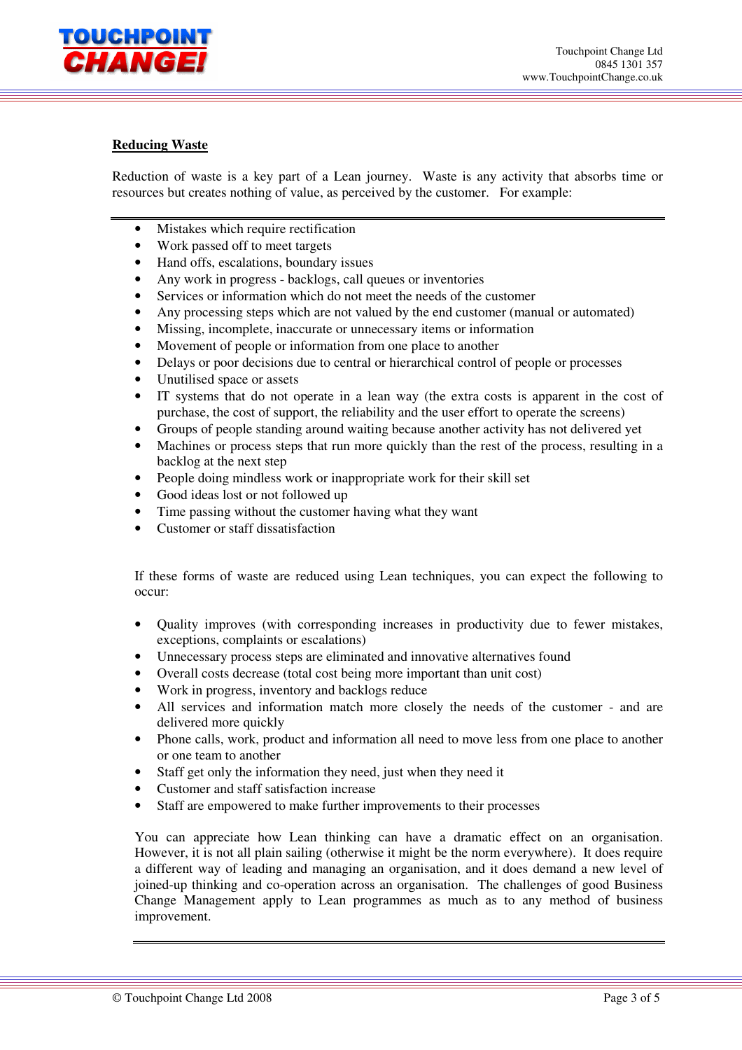## Reducing Waste

Reduction of waste is a key part of a Lean journey. Waste is any activity that absorbs time or resources but creates nothing of value, as perceived by the customer. For example:

- Mistakes which require rectification
- Work passed off to meet targets
- Hand offs, escalations, boundary issues
- Any work in progress - backlogs, call queues or inventories
- Services or information which do not meet the needs of the customer
- Any processing steps which are not valued by the end customer (manual or automated)
- Missing, incomplete, inaccurate or unnecessary items or information
- Movement of people or information from one place to another
- Delays or poor decisions due to central or hierarchical control of people or processes
- Unutilised space or assets
- IT systems that do not operate in a lean way (the extra costs is apparent in the cost of purchase, the cost of support, the reliability and the user effort to operate the screens)
- Groups of people standing around waiting because another activity has not delivered yet
- Machines or process steps that run more quickly than the rest of the process, resulting in a backlog at the next step
- People doing mindless work or inappropriate work for their skill set
- Good ideas lost or not followed up
- Time passing without the customer having what they want
- Customer or staff dissatisfaction

If these forms of waste are reduced using Lean techniques, you can expect the following to occur:

- Quality improves (with corresponding increases in productivity due to fewer mistakes, exceptions, complaints or escalations)
- Unnecessary process steps are eliminated and innovative alternatives found
- Overall costs decrease (total cost being more important than unit cost)
- Work in progress, inventory and backlogs reduce
- All services and information match more closely the needs of the customer - and are delivered more quickly
- Phone calls, work, product and information all need to move less from one place to another or one team to another
- Staff get only the information they need, just when they need it
- Customer and staff satisfaction increase
- Staff are empowered to make further improvements to their processes

You can appreciate how Lean thinking can have a dramatic effect on an organisation. However, it is not all plain sailing (otherwise it might be the norm everywhere). It does require a different way of leading and managing an organisation, and it does demand a new level of joined-up thinking and co-operation across an organisation. The challenges of good Business Change Management apply to Lean programmes as much as to any method of business improvement.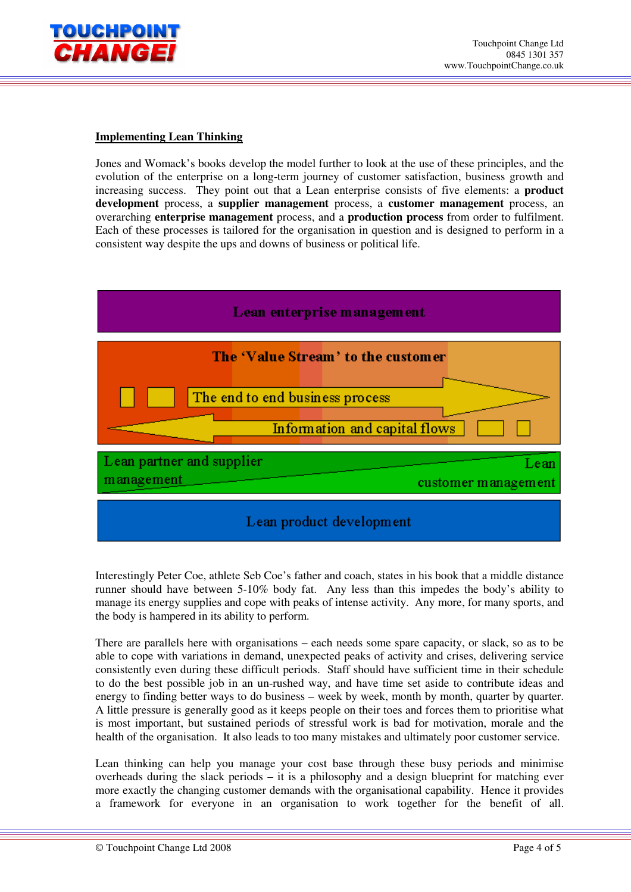## Implementing Lean Thinking

Jones and Womack's books develop the model further to look at the use of these principles, and the evolution of the enterprise on a long-term journey of customer satisfaction, business growth and increasing success. They point out that a Lean enterprise consists of five elements: a **product development** process, a **supplier management** process, a **customer management** process, an overarching **enterprise management** process, and a **production process** from order to fulfilment. Each of these processes is tailored for the organisation in question and is designed to perform in a consistent way despite the ups and downs of business or political life.

Lean enterprise management

The 'Value Stream' to the customer

The end to end business process

Information and capital flows

Lean partner and supplier management

Lean customer management

Lean product development

Interestingly Peter Coe, athlete Seb Coe's father and coach, states in his book that a middle distance runner should have between 5-10% body fat. Any less than this impedes the body's ability to manage its energy supplies and cope with peaks of intense activity. Any more, for many sports, and the body is hampered in its ability to perform.

There are parallels here with organisations – each needs some spare capacity, or slack, so as to be able to cope with variations in demand, unexpected peaks of activity and crises, delivering service consistently even during these difficult periods. Staff should have sufficient time in their schedule to do the best possible job in an un-rushed way, and have time set aside to contribute ideas and energy to finding better ways to do business – week by week, month by month, quarter by quarter. A little pressure is generally good as it keeps people on their toes and forces them to prioritise what is most important, but sustained periods of stressful work is bad for motivation, morale and the health of the organisation. It also leads to too many mistakes and ultimately poor customer service.

Lean thinking can help you manage your cost base through these busy periods and minimise overheads during the slack periods – it is a philosophy and a design blueprint for matching ever more exactly the changing customer demands with the organisational capability. Hence it provides a framework for everyone in an organisation to work together for the benefit of all.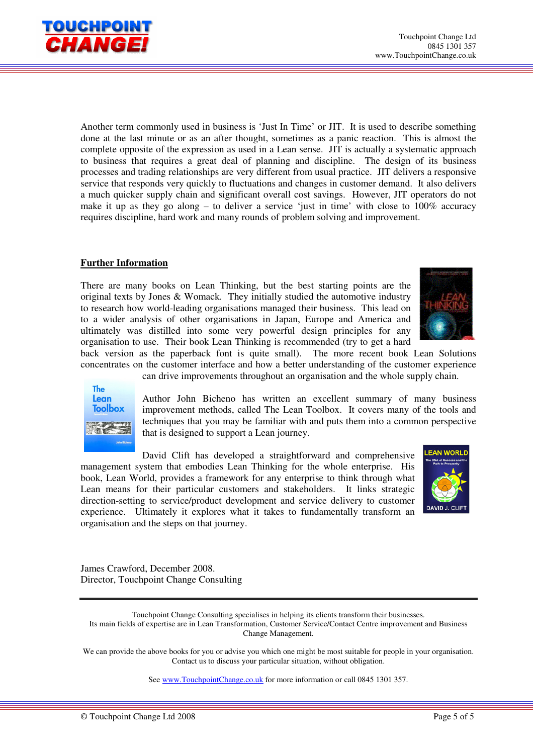Another term commonly used in business is 'Just In Time' or JIT. It is used to describe something done at the last minute or as an after thought, sometimes as a panic reaction. This is almost the complete opposite of the expression as used in a Lean sense. JIT is actually a systematic approach to business that requires a great deal of planning and discipline. The design of its business processes and trading relationships are very different from usual practice. JIT delivers a responsive service that responds very quickly to fluctuations and changes in customer demand. It also delivers a much quicker supply chain and significant overall cost savings. However, JIT operators do not make it up as they go along – to deliver a service 'just in time' with close to 100% accuracy requires discipline, hard work and many rounds of problem solving and improvement.

## Further Information

There are many books on Lean Thinking, but the best starting points are the original texts by Jones & Womack. They initially studied the automotive industry to research how world-leading organisations managed their business. This lead on to a wider analysis of other organisations in Japan, Europe and America and ultimately was distilled into some very powerful design principles for any organisation to use. Their book Lean Thinking is recommended (try to get a hard back version as the paperback font is quite small). The more recent book Lean Solutions concentrates on the customer interface and how a better understanding of the customer experience can drive improvements throughout an organisation and the whole supply chain.

Author John Bicheno has written an excellent summary of many business improvement methods, called The Lean Toolbox. It covers many of the tools and techniques that you may be familiar with and puts them into a common perspective that is designed to support a Lean journey.

David Clift has developed a straightforward and comprehensive management system that embodies Lean Thinking for the whole enterprise. His book, Lean World, provides a framework for any enterprise to think through what Lean means for their particular customers and stakeholders. It links strategic direction-setting to service/product development and service delivery to customer experience. Ultimately it explores what it takes to fundamentally transform an organisation and the steps on that journey.

James Crawford, December 2008.
Director, Touchpoint Change Consulting

---

Touchpoint Change Consulting specialises in helping its clients transform their businesses.
Its main fields of expertise are in Lean Transformation, Customer Service/Contact Centre improvement and Business Change Management.

We can provide the above books for you or advise you which one might be most suitable for people in your organisation.
Contact us to discuss your particular situation, without obligation.

See www.TouchpointChange.co.uk for more information or call 0845 1301 357.